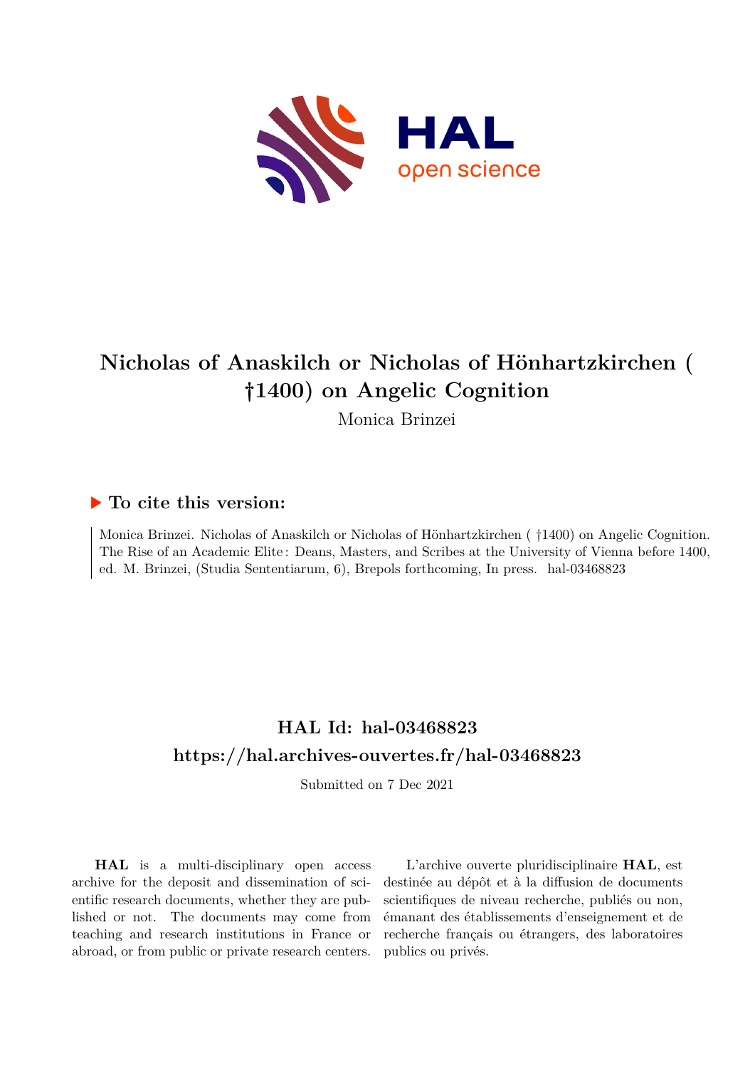# Nicholas of Anaskilch or Nicholas of Hönhartzkirchen ( †1400) on Angelic Cognition

Monica Brinzei

## ▶ To cite this version:

Monica Brinzei. Nicholas of Anaskilch or Nicholas of Hönhartzkirchen ( †1400) on Angelic Cognition. The Rise of an Academic Elite : Deans, Masters, and Scribes at the University of Vienna before 1400, ed. M. Brinzei, (Studia Sententiarum, 6), Brepols forthcoming, In press. hal-03468823

## HAL Id: hal-03468823
## https://hal.archives-ouvertes.fr/hal-03468823

Submitted on 7 Dec 2021

**HAL** is a multi-disciplinary open access archive for the deposit and dissemination of scientific research documents, whether they are published or not. The documents may come from teaching and research institutions in France or abroad, or from public or private research centers.

L'archive ouverte pluridisciplinaire **HAL**, est destinée au dépôt et à la diffusion de documents scientifiques de niveau recherche, publiés ou non, émanant des établissements d'enseignement et de recherche français ou étrangers, des laboratoires publics ou privés.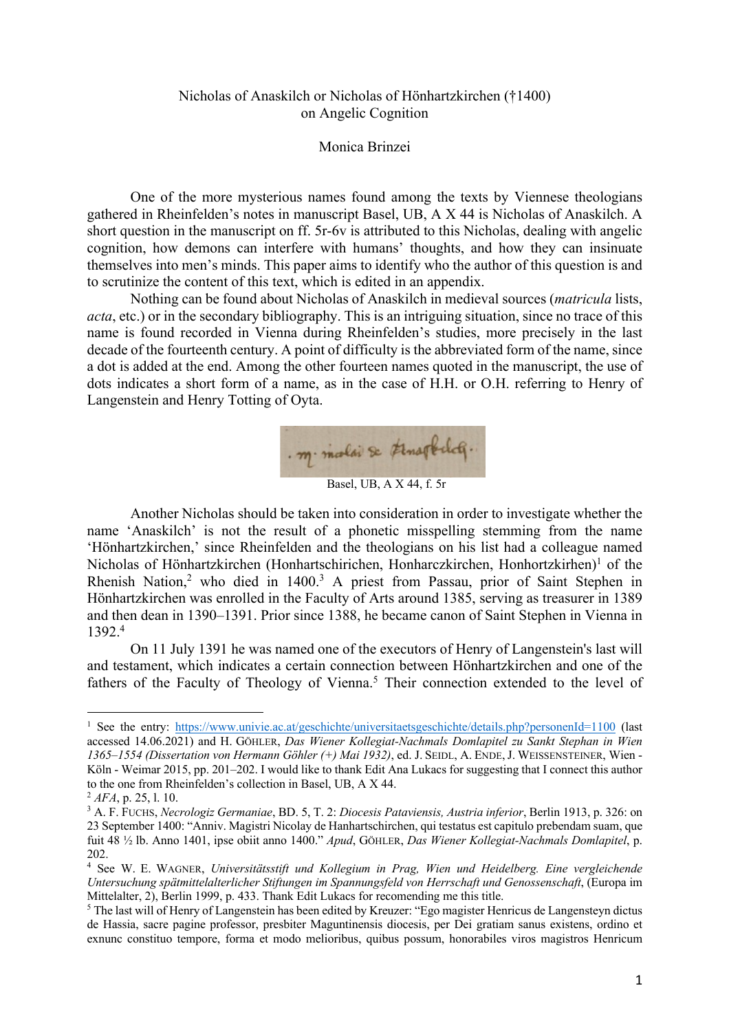Nicholas of Anaskilch or Nicholas of Hönhartzkirchen (†1400) on Angelic Cognition

Monica Brinzei

One of the more mysterious names found among the texts by Viennese theologians gathered in Rheinfelden's notes in manuscript Basel, UB, A X 44 is Nicholas of Anaskilch. A short question in the manuscript on ff. 5r-6v is attributed to this Nicholas, dealing with angelic cognition, how demons can interfere with humans' thoughts, and how they can insinuate themselves into men's minds. This paper aims to identify who the author of this question is and to scrutinize the content of this text, which is edited in an appendix.

Nothing can be found about Nicholas of Anaskilch in medieval sources (*matricula* lists, *acta*, etc.) or in the secondary bibliography. This is an intriguing situation, since no trace of this name is found recorded in Vienna during Rheinfelden's studies, more precisely in the last decade of the fourteenth century. A point of difficulty is the abbreviated form of the name, since a dot is added at the end. Among the other fourteen names quoted in the manuscript, the use of dots indicates a short form of a name, as in the case of H.H. or O.H. referring to Henry of Langenstein and Henry Totting of Oyta.

Basel, UB, A X 44, f. 5r

Another Nicholas should be taken into consideration in order to investigate whether the name 'Anaskilch' is not the result of a phonetic misspelling stemming from the name 'Hönhartzkirchen,' since Rheinfelden and the theologians on his list had a colleague named Nicholas of Hönhartzkirchen (Honhartschirichen, Honharczkirchen, Honhortzkirhen)[1] of the Rhenish Nation,[2] who died in 1400.[3] A priest from Passau, prior of Saint Stephen in Hönhartzkirchen was enrolled in the Faculty of Arts around 1385, serving as treasurer in 1389 and then dean in 1390–1391. Prior since 1388, he became canon of Saint Stephen in Vienna in 1392.[4]

On 11 July 1391 he was named one of the executors of Henry of Langenstein's last will and testament, which indicates a certain connection between Hönhartzkirchen and one of the fathers of the Faculty of Theology of Vienna.[5] Their connection extended to the level of

---

[1] See the entry: https://www.univie.ac.at/geschichte/universitaetsgeschichte/details.php?personenId=1100 (last accessed 14.06.2021) and H. GÖHLER, *Das Wiener Kollegiat-Nachmals Domlapitel zu Sankt Stephan in Wien 1365–1554 (Dissertation von Hermann Göhler (+) Mai 1932)*, ed. J. SEIDL, A. ENDE, J. WEISSENSTEINER, Wien - Köln - Weimar 2015, pp. 201–202. I would like to thank Edit Ana Lukacs for suggesting that I connect this author to the one from Rheinfelden's collection in Basel, UB, A X 44.

[2] *AFA*, p. 25, l. 10.

[3] A. F. FUCHS, *Necrologiz Germaniae*, BD. 5, T. 2: *Diocesis Pataviensis, Austria inferior*, Berlin 1913, p. 326: on 23 September 1400: "Anniv. Magistri Nicolay de Hanhartschirchen, qui testatus est capitulo prebendam suam, que fuit 48 ½ lb. Anno 1401, ipse obiit anno 1400." *Apud*, GÖHLER, *Das Wiener Kollegiat-Nachmals Domlapitel*, p. 202.

[4] See W. E. WAGNER, *Universitätsstift und Kollegium in Prag, Wien und Heidelberg. Eine vergleichende Untersuchung spätmittelalterlicher Stiftungen im Spannungsfeld von Herrschaft und Genossenschaft*, (Europa im Mittelalter, 2), Berlin 1999, p. 433. Thank Edit Lukacs for recomending me this title.

[5] The last will of Henry of Langenstein has been edited by Kreuzer: "Ego magister Henricus de Langensteyn dictus de Hassia, sacre pagine professor, presbiter Maguntinensis diocesis, per Dei gratiam sanus existens, ordino et exnunc constituo tempore, forma et modo melioribus, quibus possum, honorabiles viros magistros Henricum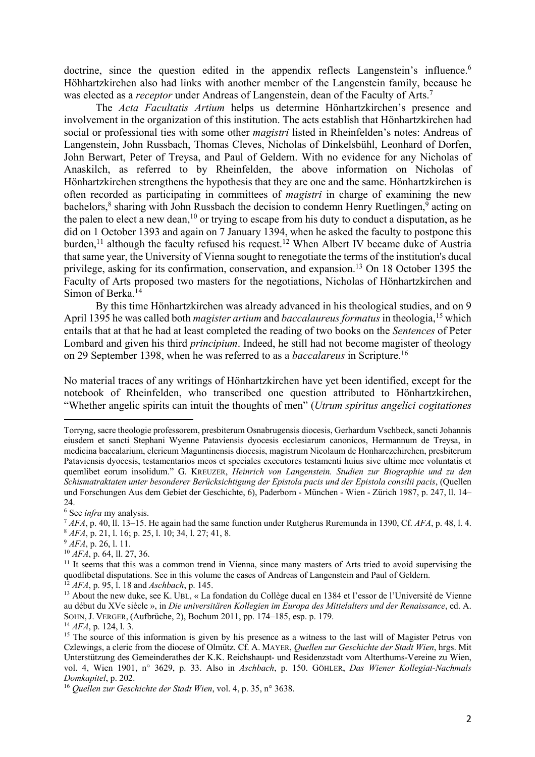doctrine, since the question edited in the appendix reflects Langenstein's influence.[6] Höhhartzkirchen also had links with another member of the Langenstein family, because he was elected as a *receptor* under Andreas of Langenstein, dean of the Faculty of Arts.[7]

The *Acta Facultatis Artium* helps us determine Hönhartzkirchen's presence and involvement in the organization of this institution. The acts establish that Hönhartzkirchen had social or professional ties with some other *magistri* listed in Rheinfelden's notes: Andreas of Langenstein, John Russbach, Thomas Cleves, Nicholas of Dinkelsbühl, Leonhard of Dorfen, John Berwart, Peter of Treysa, and Paul of Geldern. With no evidence for any Nicholas of Anaskilch, as referred to by Rheinfelden, the above information on Nicholas of Hönhartzkirchen strengthens the hypothesis that they are one and the same. Hönhartzkirchen is often recorded as participating in committees of *magistri* in charge of examining the new bachelors,[8] sharing with John Russbach the decision to condemn Henry Ruetlingen,[9] acting on the palen to elect a new dean,[10] or trying to escape from his duty to conduct a disputation, as he did on 1 October 1393 and again on 7 January 1394, when he asked the faculty to postpone this burden,[11] although the faculty refused his request.[12] When Albert IV became duke of Austria that same year, the University of Vienna sought to renegotiate the terms of the institution's ducal privilege, asking for its confirmation, conservation, and expansion.[13] On 18 October 1395 the Faculty of Arts proposed two masters for the negotiations, Nicholas of Hönhartzkirchen and Simon of Berka.[14]

By this time Hönhartzkirchen was already advanced in his theological studies, and on 9 April 1395 he was called both *magister artium* and *baccalaureus formatus* in theologia,[15] which entails that at that he had at least completed the reading of two books on the *Sentences* of Peter Lombard and given his third *principium*. Indeed, he still had not become magister of theology on 29 September 1398, when he was referred to as a *baccalareus* in Scripture.[16]

No material traces of any writings of Hönhartzkirchen have yet been identified, except for the notebook of Rheinfelden, who transcribed one question attributed to Hönhartzkirchen, "Whether angelic spirits can intuit the thoughts of men" (*Utrum spiritus angelici cogitationes*

---

Torryng, sacre theologie professorem, presbiterum Osnabrugensis diocesis, Gerhardum Vschbeck, sancti Johannis eiusdem et sancti Stephani Wyenne Pataviensis dyocesis ecclesiarum canonicos, Hermannum de Treysa, in medicina baccalarium, clericum Maguntinensis diocesis, magistrum Nicolaum de Honharczchirchen, presbiterum Pataviensis dyocesis, testamentarios meos et speciales executores testamenti huius sive ultime mee voluntatis et quemlibet eorum insolidum." G. KREUZER, *Heinrich von Langenstein. Studien zur Biographie und zu den Schismatraktaten unter besonderer Berücksichtigung der Epistola pacis und der Epistola consilii pacis*, (Quellen und Forschungen Aus dem Gebiet der Geschichte, 6), Paderborn - München - Wien - Zürich 1987, p. 247, ll. 14–24.

[6] See *infra* my analysis.

[7] *AFA*, p. 40, ll. 13–15. He again had the same function under Rutgherus Ruremunda in 1390, Cf. *AFA*, p. 48, l. 4.

[8] *AFA*, p. 21, l. 16; p. 25, l. 10; 34, l. 27; 41, 8.

[9] *AFA*, p. 26, l. 11.

[10] *AFA*, p. 64, ll. 27, 36.

[11] It seems that this was a common trend in Vienna, since many masters of Arts tried to avoid supervising the quodlibetal disputations. See in this volume the cases of Andreas of Langenstein and Paul of Geldern.

[12] *AFA*, p. 95, l. 18 and *Aschbach*, p. 145.

[13] About the new duke, see K. UBL, « La fondation du Collège ducal en 1384 et l'essor de l'Université de Vienne au début du XVe siècle », in *Die universitären Kollegien im Europa des Mittelalters und der Renaissance*, ed. A. SOHN, J. VERGER, (Aufbrüche, 2), Bochum 2011, pp. 174–185, esp. p. 179.

[14] *AFA*, p. 124, l. 3.

[15] The source of this information is given by his presence as a witness to the last will of Magister Petrus von Czlewings, a cleric from the diocese of Olmütz. Cf. A. MAYER, *Quellen zur Geschichte der Stadt Wien*, hrgs. Mit Unterstützung des Gemeinderathes der K.K. Reichshaupt- und Residenzstadt vom Alterthums-Vereine zu Wien, vol. 4, Wien 1901, n° 3629, p. 33. Also in *Aschbach*, p. 150. GÖHLER, *Das Wiener Kollegiat-Nachmals Domkapitel*, p. 202.

[16] *Quellen zur Geschichte der Stadt Wien*, vol. 4, p. 35, n° 3638.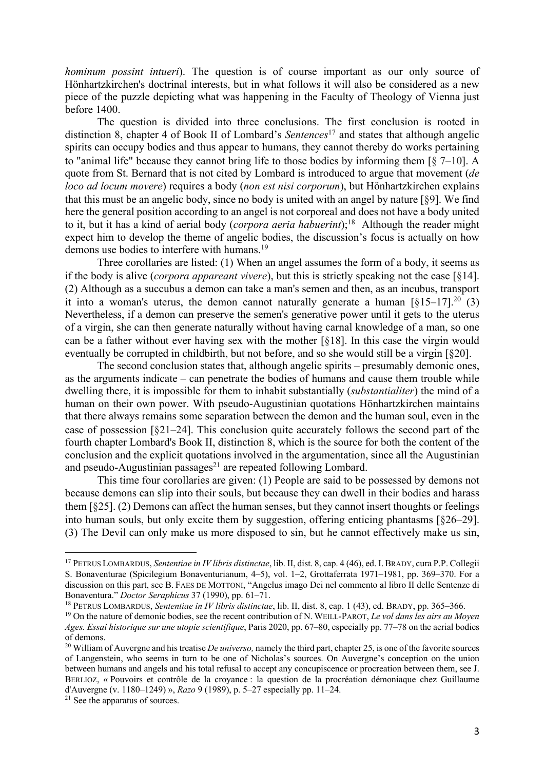*hominum possint intueri*). The question is of course important as our only source of Hönhartzkirchen's doctrinal interests, but in what follows it will also be considered as a new piece of the puzzle depicting what was happening in the Faculty of Theology of Vienna just before 1400.

The question is divided into three conclusions. The first conclusion is rooted in distinction 8, chapter 4 of Book II of Lombard's *Sentences*[17] and states that although angelic spirits can occupy bodies and thus appear to humans, they cannot thereby do works pertaining to "animal life" because they cannot bring life to those bodies by informing them [§ 7–10]. A quote from St. Bernard that is not cited by Lombard is introduced to argue that movement (*de loco ad locum movere*) requires a body (*non est nisi corporum*), but Hönhartzkirchen explains that this must be an angelic body, since no body is united with an angel by nature [§9]. We find here the general position according to an angel is not corporeal and does not have a body united to it, but it has a kind of aerial body (*corpora aeria habuerint*);[18] Although the reader might expect him to develop the theme of angelic bodies, the discussion's focus is actually on how demons use bodies to interfere with humans.[19]

Three corollaries are listed: (1) When an angel assumes the form of a body, it seems as if the body is alive (*corpora appareant vivere*), but this is strictly speaking not the case [§14]. (2) Although as a succubus a demon can take a man's semen and then, as an incubus, transport it into a woman's uterus, the demon cannot naturally generate a human [§15–17].[20] (3) Nevertheless, if a demon can preserve the semen's generative power until it gets to the uterus of a virgin, she can then generate naturally without having carnal knowledge of a man, so one can be a father without ever having sex with the mother [§18]. In this case the virgin would eventually be corrupted in childbirth, but not before, and so she would still be a virgin [§20].

The second conclusion states that, although angelic spirits – presumably demonic ones, as the arguments indicate – can penetrate the bodies of humans and cause them trouble while dwelling there, it is impossible for them to inhabit substantially (*substantialiter*) the mind of a human on their own power. With pseudo-Augustinian quotations Hönhartzkirchen maintains that there always remains some separation between the demon and the human soul, even in the case of possession [§21–24]. This conclusion quite accurately follows the second part of the fourth chapter Lombard's Book II, distinction 8, which is the source for both the content of the conclusion and the explicit quotations involved in the argumentation, since all the Augustinian and pseudo-Augustinian passages[21] are repeated following Lombard.

This time four corollaries are given: (1) People are said to be possessed by demons not because demons can slip into their souls, but because they can dwell in their bodies and harass them [§25]. (2) Demons can affect the human senses, but they cannot insert thoughts or feelings into human souls, but only excite them by suggestion, offering enticing phantasms [§26–29]. (3) The Devil can only make us more disposed to sin, but he cannot effectively make us sin,

---

[17] PETRUS LOMBARDUS, *Sententiae in IV libris distinctae*, lib. II, dist. 8, cap. 4 (46), ed. I. BRADY, cura P.P. Collegii S. Bonaventurae (Spicilegium Bonaventurianum, 4–5), vol. 1–2, Grottaferrata 1971–1981, pp. 369–370. For a discussion on this part, see B. FAES DE MOTTONI, "Angelus imago Dei nel commento al libro II delle Sentenze di Bonaventura." *Doctor Seraphicus* 37 (1990), pp. 61–71.

[18] PETRUS LOMBARDUS, *Sententiae in IV libris distinctae*, lib. II, dist. 8, cap. 1 (43), ed. BRADY, pp. 365–366.

[19] On the nature of demonic bodies, see the recent contribution of N. WEILL-PAROT, *Le vol dans les airs au Moyen Ages. Essai historique sur une utopie scientifique*, Paris 2020, pp. 67–80, especially pp. 77–78 on the aerial bodies of demons.

[20] William of Auvergne and his treatise *De universo,* namely the third part, chapter 25, is one of the favorite sources of Langenstein, who seems in turn to be one of Nicholas's sources. On Auvergne's conception on the union between humans and angels and his total refusal to accept any concupiscence or procreation between them, see J. BERLIOZ, « Pouvoirs et contrôle de la croyance : la question de la procréation démoniaque chez Guillaume d'Auvergne (v. 1180–1249) », *Razo* 9 (1989), p. 5–27 especially pp. 11–24.

[21] See the apparatus of sources.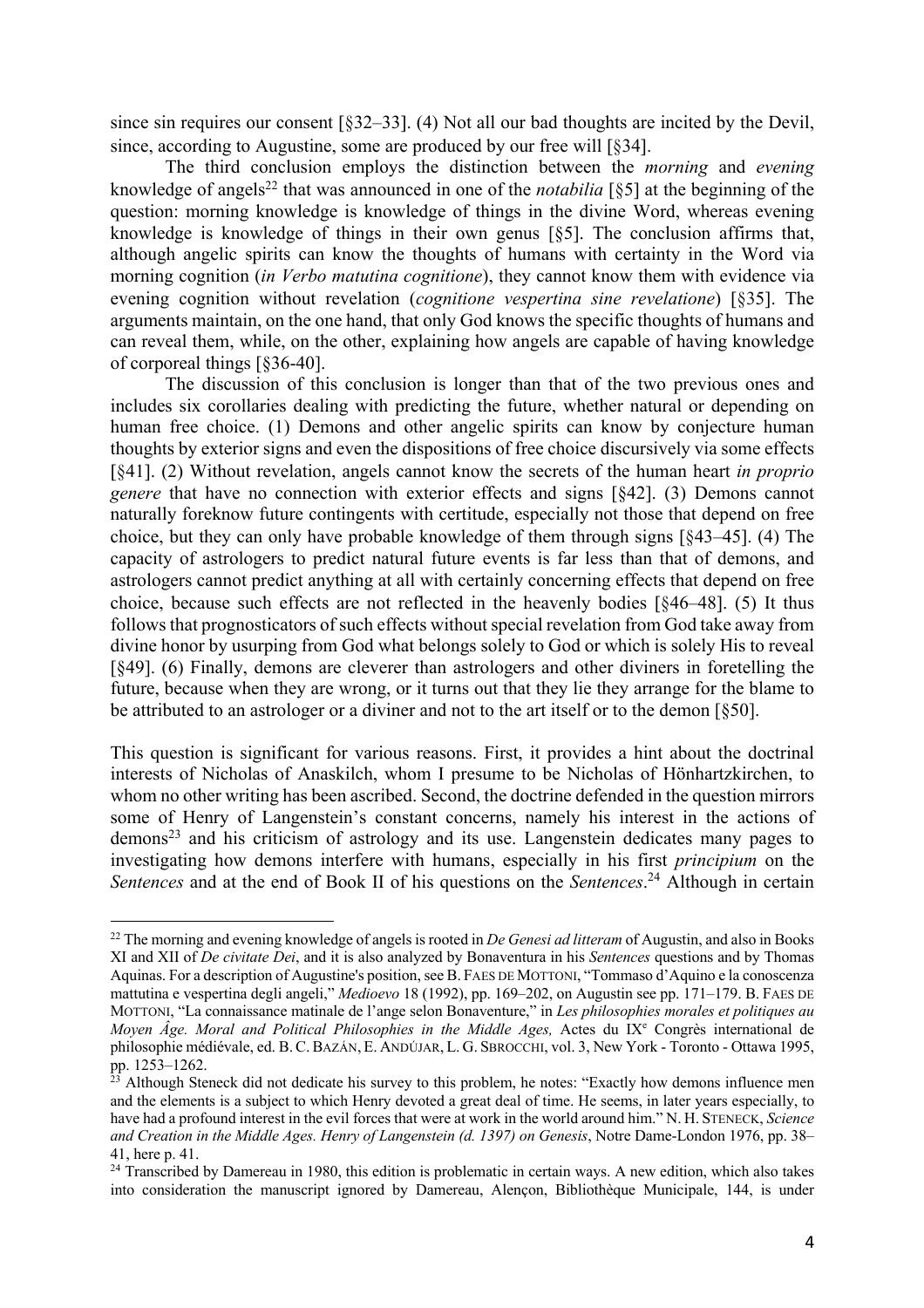since sin requires our consent [§32–33]. (4) Not all our bad thoughts are incited by the Devil, since, according to Augustine, some are produced by our free will [§34].

The third conclusion employs the distinction between the *morning* and *evening* knowledge of angels[22] that was announced in one of the *notabilia* [§5] at the beginning of the question: morning knowledge is knowledge of things in the divine Word, whereas evening knowledge is knowledge of things in their own genus [§5]. The conclusion affirms that, although angelic spirits can know the thoughts of humans with certainty in the Word via morning cognition (*in Verbo matutina cognitione*), they cannot know them with evidence via evening cognition without revelation (*cognitione vespertina sine revelatione*) [§35]. The arguments maintain, on the one hand, that only God knows the specific thoughts of humans and can reveal them, while, on the other, explaining how angels are capable of having knowledge of corporeal things [§36-40].

The discussion of this conclusion is longer than that of the two previous ones and includes six corollaries dealing with predicting the future, whether natural or depending on human free choice. (1) Demons and other angelic spirits can know by conjecture human thoughts by exterior signs and even the dispositions of free choice discursively via some effects [§41]. (2) Without revelation, angels cannot know the secrets of the human heart *in proprio genere* that have no connection with exterior effects and signs [§42]. (3) Demons cannot naturally foreknow future contingents with certitude, especially not those that depend on free choice, but they can only have probable knowledge of them through signs [§43–45]. (4) The capacity of astrologers to predict natural future events is far less than that of demons, and astrologers cannot predict anything at all with certainly concerning effects that depend on free choice, because such effects are not reflected in the heavenly bodies [§46–48]. (5) It thus follows that prognosticators of such effects without special revelation from God take away from divine honor by usurping from God what belongs solely to God or which is solely His to reveal [§49]. (6) Finally, demons are cleverer than astrologers and other diviners in foretelling the future, because when they are wrong, or it turns out that they lie they arrange for the blame to be attributed to an astrologer or a diviner and not to the art itself or to the demon [§50].

This question is significant for various reasons. First, it provides a hint about the doctrinal interests of Nicholas of Anaskilch, whom I presume to be Nicholas of Hönhartzkirchen, to whom no other writing has been ascribed. Second, the doctrine defended in the question mirrors some of Henry of Langenstein's constant concerns, namely his interest in the actions of demons[23] and his criticism of astrology and its use. Langenstein dedicates many pages to investigating how demons interfere with humans, especially in his first *principium* on the *Sentences* and at the end of Book II of his questions on the *Sentences*.[24] Although in certain

---

[22] The morning and evening knowledge of angels is rooted in *De Genesi ad litteram* of Augustin, and also in Books XI and XII of *De civitate Dei*, and it is also analyzed by Bonaventura in his *Sentences* questions and by Thomas Aquinas. For a description of Augustine's position, see B. FAES DE MOTTONI, "Tommaso d'Aquino e la conoscenza mattutina e vespertina degli angeli," *Medioevo* 18 (1992), pp. 169–202, on Augustin see pp. 171–179. B. FAES DE MOTTONI, "La connaissance matinale de l'ange selon Bonaventure," in *Les philosophies morales et politiques au Moyen Âge. Moral and Political Philosophies in the Middle Ages,* Actes du IX[e] Congrès international de philosophie médiévale, ed. B. C. BAZÁN, E. ANDÚJAR, L. G. SBROCCHI, vol. 3, New York - Toronto - Ottawa 1995, pp. 1253–1262.

[23] Although Steneck did not dedicate his survey to this problem, he notes: "Exactly how demons influence men and the elements is a subject to which Henry devoted a great deal of time. He seems, in later years especially, to have had a profound interest in the evil forces that were at work in the world around him." N. H. STENECK, *Science and Creation in the Middle Ages. Henry of Langenstein (d. 1397) on Genesis*, Notre Dame-London 1976, pp. 38–41, here p. 41.

[24] Transcribed by Damereau in 1980, this edition is problematic in certain ways. A new edition, which also takes into consideration the manuscript ignored by Damereau, Alençon, Bibliothèque Municipale, 144, is under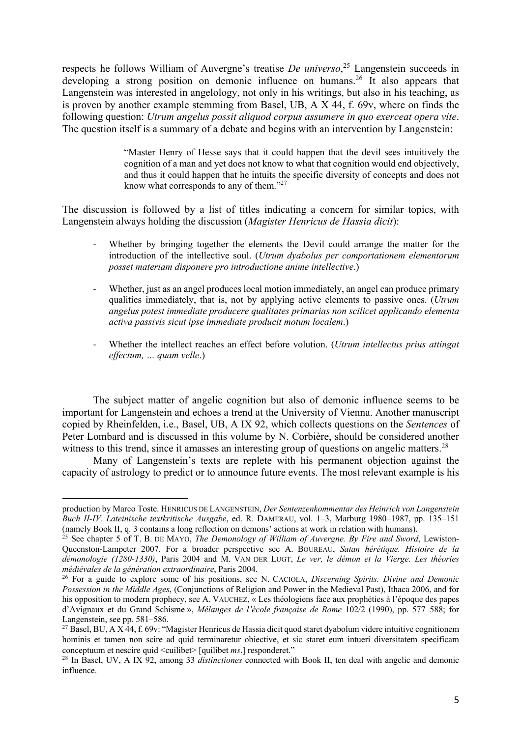respects he follows William of Auvergne's treatise *De universo*,[25] Langenstein succeeds in developing a strong position on demonic influence on humans.[26] It also appears that Langenstein was interested in angelology, not only in his writings, but also in his teaching, as is proven by another example stemming from Basel, UB, A X 44, f. 69v, where on finds the following question: *Utrum angelus possit aliquod corpus assumere in quo exerceat opera vite*. The question itself is a summary of a debate and begins with an intervention by Langenstein:

> "Master Henry of Hesse says that it could happen that the devil sees intuitively the cognition of a man and yet does not know to what that cognition would end objectively, and thus it could happen that he intuits the specific diversity of concepts and does not know what corresponds to any of them."[27]

The discussion is followed by a list of titles indicating a concern for similar topics, with Langenstein always holding the discussion (*Magister Henricus de Hassia dicit*):

- Whether by bringing together the elements the Devil could arrange the matter for the introduction of the intellective soul. (*Utrum dyabolus per comportationem elementorum posset materiam disponere pro introductione anime intellective*.)
- Whether, just as an angel produces local motion immediately, an angel can produce primary qualities immediately, that is, not by applying active elements to passive ones. (*Utrum angelus potest immediate producere qualitates primarias non scilicet applicando elementa activa passivis sicut ipse immediate producit motum localem*.)
- Whether the intellect reaches an effect before volution. (*Utrum intellectus prius attingat effectum, … quam velle*.)

The subject matter of angelic cognition but also of demonic influence seems to be important for Langenstein and echoes a trend at the University of Vienna. Another manuscript copied by Rheinfelden, i.e., Basel, UB, A IX 92, which collects questions on the *Sentences* of Peter Lombard and is discussed in this volume by N. Corbière, should be considered another witness to this trend, since it amasses an interesting group of questions on angelic matters.[28]

Many of Langenstein's texts are replete with his permanent objection against the capacity of astrology to predict or to announce future events. The most relevant example is his

---

production by Marco Toste. HENRICUS DE LANGENSTEIN, *Der Sentenzenkommentar des Heinrich von Langenstein Buch II-IV. Lateinische textkritische Ausgabe*, ed. R. DAMERAU, vol. 1–3, Marburg 1980–1987, pp. 135–151 (namely Book II, q. 3 contains a long reflection on demons' actions at work in relation with humans).

[25] See chapter 5 of T. B. DE MAYO, *The Demonology of William of Auvergne. By Fire and Sword*, Lewiston-Queenston-Lampeter 2007. For a broader perspective see A. BOUREAU, *Satan hérétique. Histoire de la démonologie (1280-1330)*, Paris 2004 and M. VAN DER LUGT, *Le ver, le démon et la Vierge. Les théories médiévales de la génération extraordinaire*, Paris 2004.

[26] For a guide to explore some of his positions, see N. CACIOLA, *Discerning Spirits. Divine and Demonic Possession in the Middle Ages*, (Conjunctions of Religion and Power in the Medieval Past), Ithaca 2006, and for his opposition to modern prophecy, see A. VAUCHEZ, « Les théologiens face aux prophéties à l'époque des papes d'Avignaux et du Grand Schisme », *Mélanges de l'école française de Rome* 102/2 (1990), pp. 577–588; for Langenstein, see pp. 581–586.

[27] Basel, BU, A X 44, f. 69v: "Magister Henricus de Hassia dicit quod staret dyabolum videre intuitive cognitionem hominis et tamen non scire ad quid terminaretur obiective, et sic staret eum intueri diversitatem specificam conceptuum et nescire quid <cuilibet> [quilibet *ms*.] responderet."

[28] In Basel, UV, A IX 92, among 33 *distinctiones* connected with Book II, ten deal with angelic and demonic influence.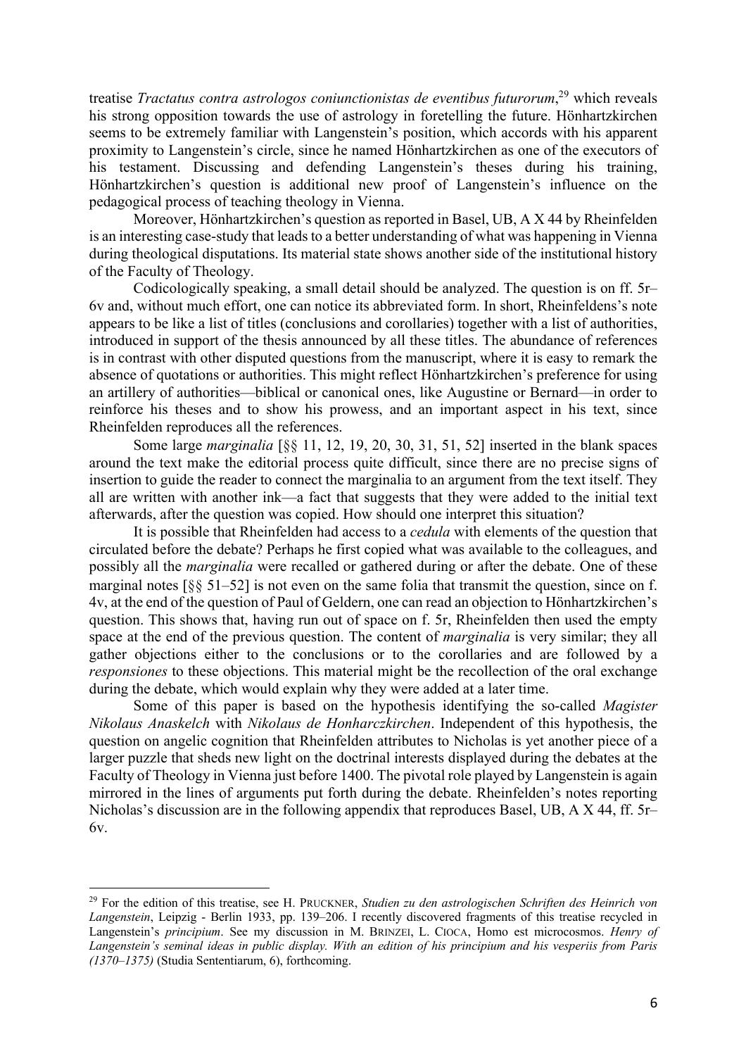treatise *Tractatus contra astrologos coniunctionistas de eventibus futurorum*,[29] which reveals his strong opposition towards the use of astrology in foretelling the future. Hönhartzkirchen seems to be extremely familiar with Langenstein's position, which accords with his apparent proximity to Langenstein's circle, since he named Hönhartzkirchen as one of the executors of his testament. Discussing and defending Langenstein's theses during his training, Hönhartzkirchen's question is additional new proof of Langenstein's influence on the pedagogical process of teaching theology in Vienna.

Moreover, Hönhartzkirchen's question as reported in Basel, UB, A X 44 by Rheinfelden is an interesting case-study that leads to a better understanding of what was happening in Vienna during theological disputations. Its material state shows another side of the institutional history of the Faculty of Theology.

Codicologically speaking, a small detail should be analyzed. The question is on ff. 5r–6v and, without much effort, one can notice its abbreviated form. In short, Rheinfeldens's note appears to be like a list of titles (conclusions and corollaries) together with a list of authorities, introduced in support of the thesis announced by all these titles. The abundance of references is in contrast with other disputed questions from the manuscript, where it is easy to remark the absence of quotations or authorities. This might reflect Hönhartzkirchen's preference for using an artillery of authorities—biblical or canonical ones, like Augustine or Bernard—in order to reinforce his theses and to show his prowess, and an important aspect in his text, since Rheinfelden reproduces all the references.

Some large *marginalia* [§§ 11, 12, 19, 20, 30, 31, 51, 52] inserted in the blank spaces around the text make the editorial process quite difficult, since there are no precise signs of insertion to guide the reader to connect the marginalia to an argument from the text itself. They all are written with another ink—a fact that suggests that they were added to the initial text afterwards, after the question was copied. How should one interpret this situation?

It is possible that Rheinfelden had access to a *cedula* with elements of the question that circulated before the debate? Perhaps he first copied what was available to the colleagues, and possibly all the *marginalia* were recalled or gathered during or after the debate. One of these marginal notes [§§ 51–52] is not even on the same folia that transmit the question, since on f. 4v, at the end of the question of Paul of Geldern, one can read an objection to Hönhartzkirchen's question. This shows that, having run out of space on f. 5r, Rheinfelden then used the empty space at the end of the previous question. The content of *marginalia* is very similar; they all gather objections either to the conclusions or to the corollaries and are followed by a *responsiones* to these objections. This material might be the recollection of the oral exchange during the debate, which would explain why they were added at a later time.

Some of this paper is based on the hypothesis identifying the so-called *Magister Nikolaus Anaskelch* with *Nikolaus de Honharczkirchen*. Independent of this hypothesis, the question on angelic cognition that Rheinfelden attributes to Nicholas is yet another piece of a larger puzzle that sheds new light on the doctrinal interests displayed during the debates at the Faculty of Theology in Vienna just before 1400. The pivotal role played by Langenstein is again mirrored in the lines of arguments put forth during the debate. Rheinfelden's notes reporting Nicholas's discussion are in the following appendix that reproduces Basel, UB, A X 44, ff. 5r–6v.

---

[29] For the edition of this treatise, see H. PRUCKNER, *Studien zu den astrologischen Schriften des Heinrich von Langenstein*, Leipzig - Berlin 1933, pp. 139–206. I recently discovered fragments of this treatise recycled in Langenstein's *principium*. See my discussion in M. BRINZEI, L. CIOCA, Homo est microcosmos. *Henry of Langenstein's seminal ideas in public display. With an edition of his principium and his vesperiis from Paris (1370–1375)* (Studia Sententiarum, 6), forthcoming.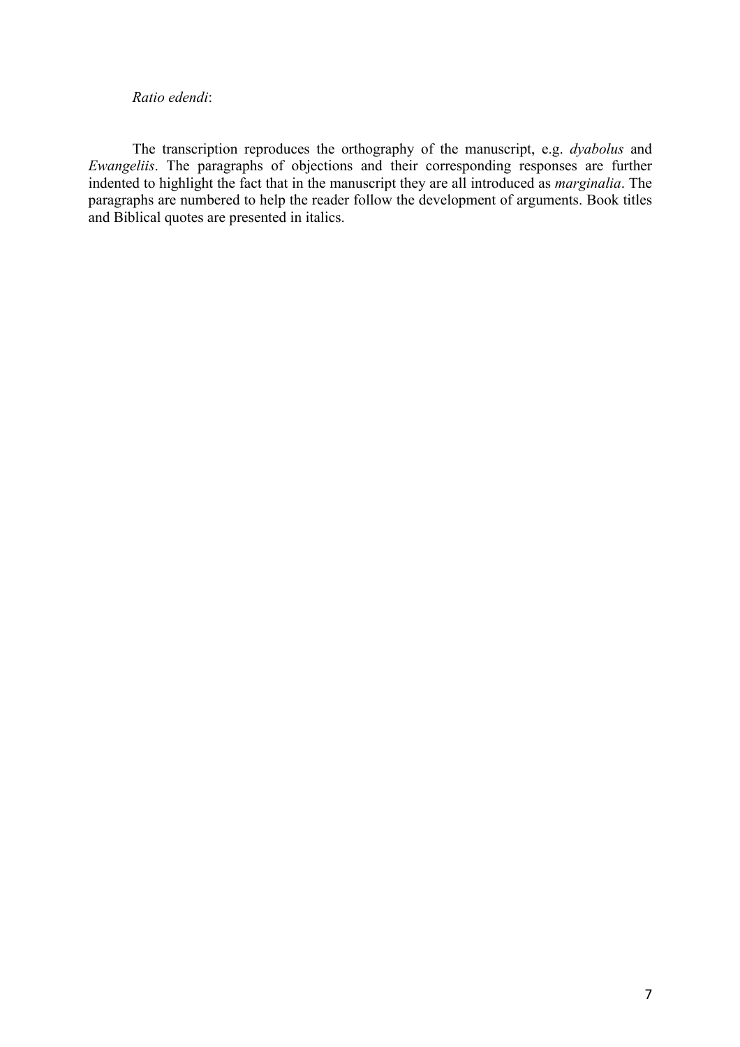*Ratio edendi*:

The transcription reproduces the orthography of the manuscript, e.g. *dyabolus* and *Ewangeliis*. The paragraphs of objections and their corresponding responses are further indented to highlight the fact that in the manuscript they are all introduced as *marginalia*. The paragraphs are numbered to help the reader follow the development of arguments. Book titles and Biblical quotes are presented in italics.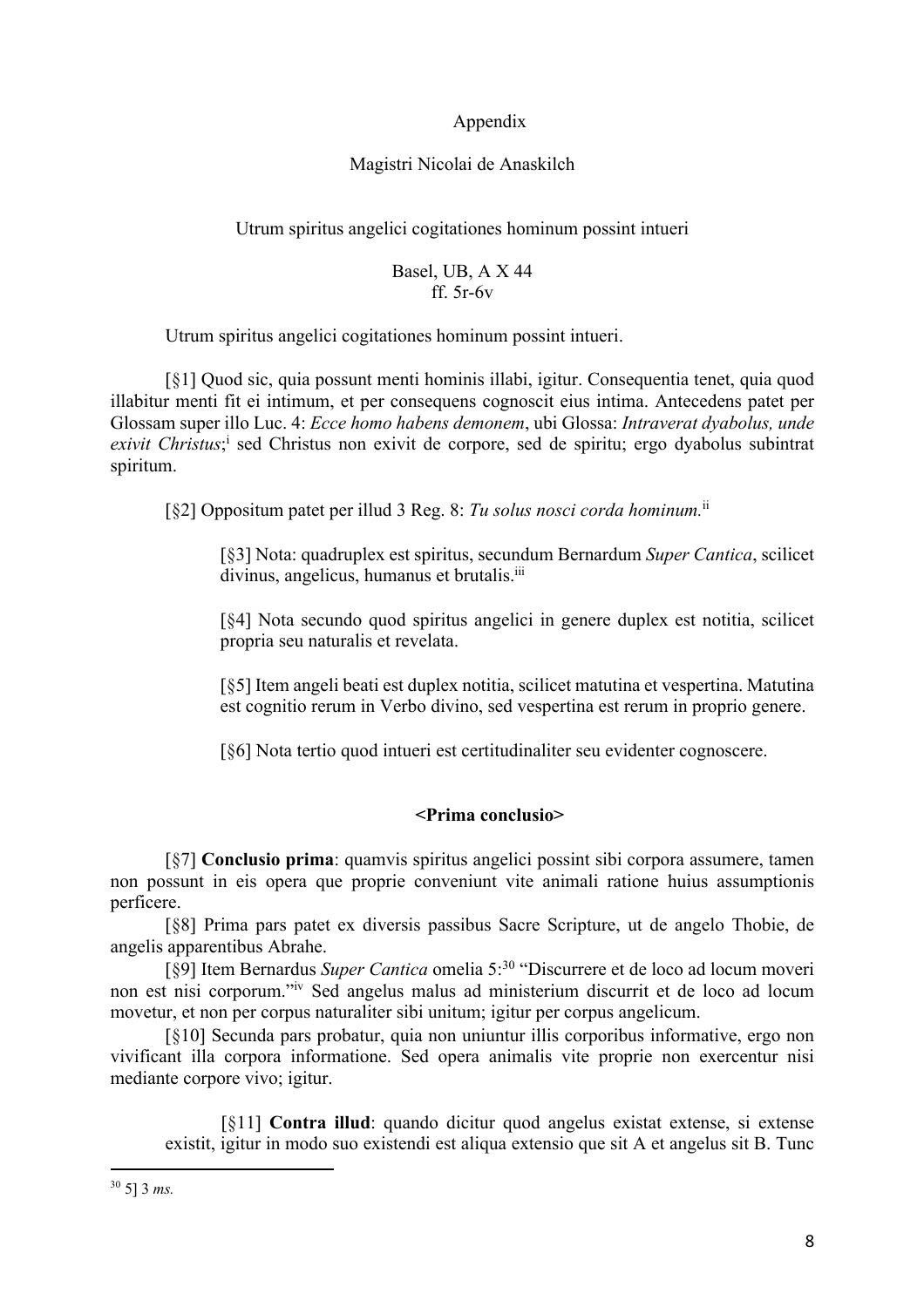Appendix

Magistri Nicolai de Anaskilch

Utrum spiritus angelici cogitationes hominum possint intueri

Basel, UB, A X 44
ff. 5r-6v

Utrum spiritus angelici cogitationes hominum possint intueri.

[§1] Quod sic, quia possunt menti hominis illabi, igitur. Consequentia tenet, quia quod illabitur menti fit ei intimum, et per consequens cognoscit eius intima. Antecedens patet per Glossam super illo Luc. 4: *Ecce homo habens demonem*, ubi Glossa: *Intraverat dyabolus, unde exivit Christus*;[i] sed Christus non exivit de corpore, sed de spiritu; ergo dyabolus subintrat spiritum.

[§2] Oppositum patet per illud 3 Reg. 8: *Tu solus nosci corda hominum.*[ii]

> [§3] Nota: quadruplex est spiritus, secundum Bernardum *Super Cantica*, scilicet divinus, angelicus, humanus et brutalis.[iii]
>
> [§4] Nota secundo quod spiritus angelici in genere duplex est notitia, scilicet propria seu naturalis et revelata.
>
> [§5] Item angeli beati est duplex notitia, scilicet matutina et vespertina. Matutina est cognitio rerum in Verbo divino, sed vespertina est rerum in proprio genere.
>
> [§6] Nota tertio quod intueri est certitudinaliter seu evidenter cognoscere.

### <Prima conclusio>

[§7] **Conclusio prima**: quamvis spiritus angelici possint sibi corpora assumere, tamen non possunt in eis opera que proprie conveniunt vite animali ratione huius assumptionis perficere.

[§8] Prima pars patet ex diversis passibus Sacre Scripture, ut de angelo Thobie, de angelis apparentibus Abrahe.

[§9] Item Bernardus *Super Cantica* omelia 5:[30] "Discurrere et de loco ad locum moveri non est nisi corporum."[iv] Sed angelus malus ad ministerium discurrit et de loco ad locum movetur, et non per corpus naturaliter sibi unitum; igitur per corpus angelicum.

[§10] Secunda pars probatur, quia non uniuntur illis corporibus informative, ergo non vivificant illa corpora informatione. Sed opera animalis vite proprie non exercentur nisi mediante corpore vivo; igitur.

> [§11] **Contra illud**: quando dicitur quod angelus existat extense, si extense existit, igitur in modo suo existendi est aliqua extensio que sit A et angelus sit B. Tunc

[30] 5] 3 *ms.*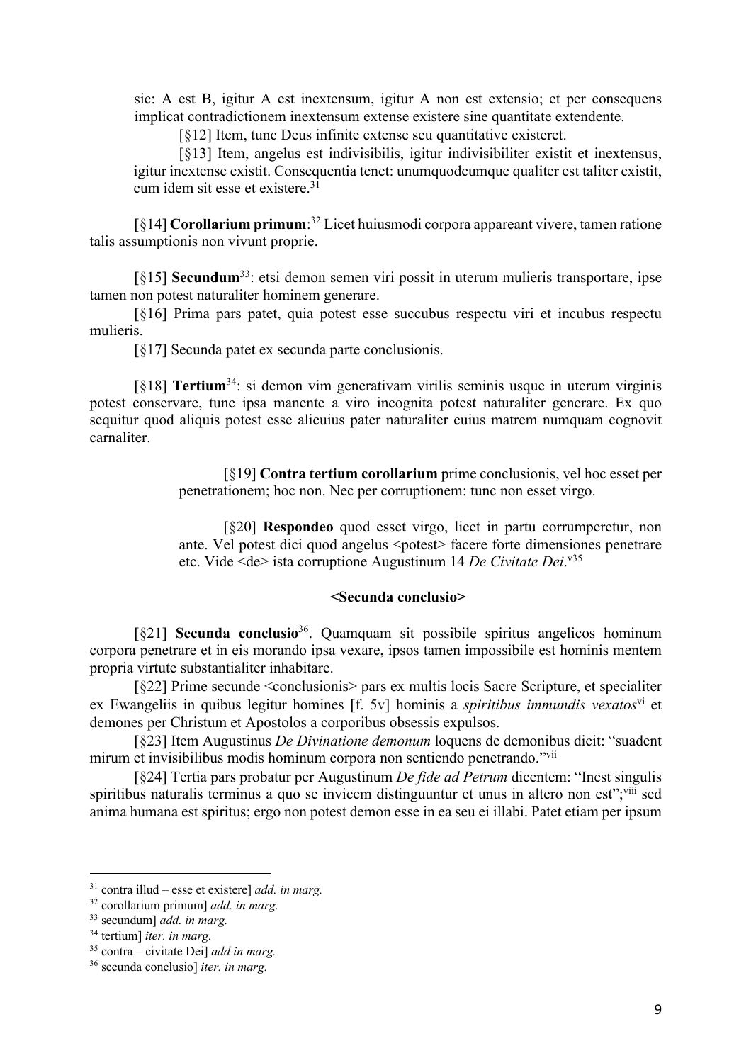sic: A est B, igitur A est inextensum, igitur A non est extensio; et per consequens implicat contradictionem inextensum extense existere sine quantitate extendente.

[§12] Item, tunc Deus infinite extense seu quantitative existeret.

[§13] Item, angelus est indivisibilis, igitur indivisibiliter existit et inextensus, igitur inextense existit. Consequentia tenet: unumquodcumque qualiter est taliter existit, cum idem sit esse et existere.[31]

[§14] **Corollarium primum**:[32] Licet huiusmodi corpora appareant vivere, tamen ratione talis assumptionis non vivunt proprie.

[§15] **Secundum**[33]: etsi demon semen viri possit in uterum mulieris transportare, ipse tamen non potest naturaliter hominem generare.

[§16] Prima pars patet, quia potest esse succubus respectu viri et incubus respectu mulieris.

[§17] Secunda patet ex secunda parte conclusionis.

[§18] **Tertium**[34]: si demon vim generativam virilis seminis usque in uterum virginis potest conservare, tunc ipsa manente a viro incognita potest naturaliter generare. Ex quo sequitur quod aliquis potest esse alicuius pater naturaliter cuius matrem numquam cognovit carnaliter.

> [§19] **Contra tertium corollarium** prime conclusionis, vel hoc esset per penetrationem; hoc non. Nec per corruptionem: tunc non esset virgo.
>
> [§20] **Respondeo** quod esset virgo, licet in partu corrumperetur, non ante. Vel potest dici quod angelus <potest> facere forte dimensiones penetrare etc. Vide <de> ista corruptione Augustinum 14 *De Civitate Dei*.[v][35]

#### <Secunda conclusio>

[§21] **Secunda conclusio**[36]. Quamquam sit possibile spiritus angelicos hominum corpora penetrare et in eis morando ipsa vexare, ipsos tamen impossibile est hominis mentem propria virtute substantialiter inhabitare.

[§22] Prime secunde <conclusionis> pars ex multis locis Sacre Scripture, et specialiter ex Ewangeliis in quibus legitur homines [f. 5v] hominis a *spiritibus immundis vexatos*[vi] et demones per Christum et Apostolos a corporibus obsessis expulsos.

[§23] Item Augustinus *De Divinatione demonum* loquens de demonibus dicit: "suadent mirum et invisibilibus modis hominum corpora non sentiendo penetrando."[vii]

[§24] Tertia pars probatur per Augustinum *De fide ad Petrum* dicentem: "Inest singulis spiritibus naturalis terminus a quo se invicem distinguuntur et unus in altero non est";[viii] sed anima humana est spiritus; ergo non potest demon esse in ea seu ei illabi. Patet etiam per ipsum

---

[31] contra illud – esse et existere] *add. in marg.*

[32] corollarium primum] *add. in marg.*

[33] secundum] *add. in marg.*

[34] tertium] *iter. in marg.*

[35] contra – civitate Dei] *add in marg.*

[36] secunda conclusio] *iter. in marg.*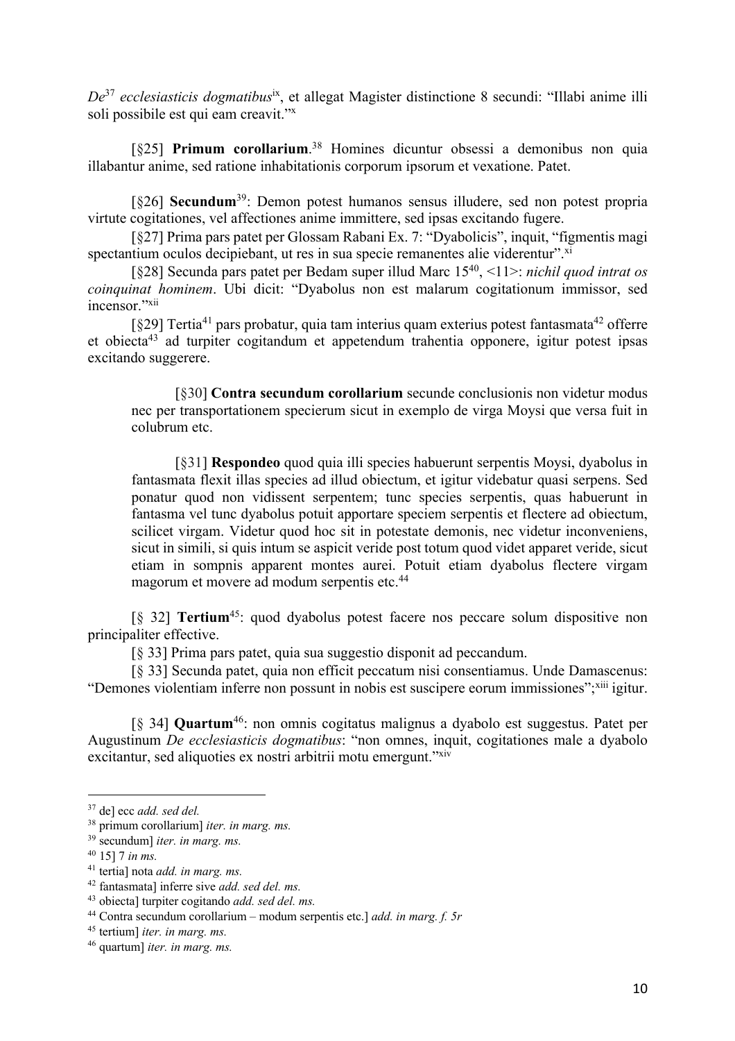*De*[37] *ecclesiasticis dogmatibus*[ix], et allegat Magister distinctione 8 secundi: "Illabi anime illi soli possibile est qui eam creavit."[x]

[§25] **Primum corollarium**.[38] Homines dicuntur obsessi a demonibus non quia illabantur anime, sed ratione inhabitationis corporum ipsorum et vexatione. Patet.

[§26] **Secundum**[39]: Demon potest humanos sensus illudere, sed non potest propria virtute cogitationes, vel affectiones anime immittere, sed ipsas excitando fugere.

[§27] Prima pars patet per Glossam Rabani Ex. 7: "Dyabolicis", inquit, "figmentis magi spectantium oculos decipiebant, ut res in sua specie remanentes alie viderentur".[xi]

[§28] Secunda pars patet per Bedam super illud Marc 15[40], <11>: *nichil quod intrat os coinquinat hominem*. Ubi dicit: "Dyabolus non est malarum cogitationum immissor, sed incensor."[xii]

[§29] Tertia[41] pars probatur, quia tam interius quam exterius potest fantasmata[42] offerre et obiecta[43] ad turpiter cogitandum et appetendum trahentia opponere, igitur potest ipsas excitando suggerere.

> [§30] **Contra secundum corollarium** secunde conclusionis non videtur modus nec per transportationem specierum sicut in exemplo de virga Moysi que versa fuit in colubrum etc.
>
> [§31] **Respondeo** quod quia illi species habuerunt serpentis Moysi, dyabolus in fantasmata flexit illas species ad illud obiectum, et igitur videbatur quasi serpens. Sed ponatur quod non vidissent serpentem; tunc species serpentis, quas habuerunt in fantasma vel tunc dyabolus potuit apportare speciem serpentis et flectere ad obiectum, scilicet virgam. Videtur quod hoc sit in potestate demonis, nec videtur inconveniens, sicut in simili, si quis intum se aspicit veride post totum quod videt apparet veride, sicut etiam in sompnis apparent montes aurei. Potuit etiam dyabolus flectere virgam magorum et movere ad modum serpentis etc.[44]

[§ 32] **Tertium**[45]: quod dyabolus potest facere nos peccare solum dispositive non principaliter effective.

[§ 33] Prima pars patet, quia sua suggestio disponit ad peccandum.

[§ 33] Secunda patet, quia non efficit peccatum nisi consentiamus. Unde Damascenus: "Demones violentiam inferre non possunt in nobis est suscipere eorum immissiones";[xiii] igitur.

[§ 34] **Quartum**[46]: non omnis cogitatus malignus a dyabolo est suggestus. Patet per Augustinum *De ecclesiasticis dogmatibus*: "non omnes, inquit, cogitationes male a dyabolo excitantur, sed aliquoties ex nostri arbitrii motu emergunt."[xiv]

---

[37] de] ecc *add. sed del.*
[38] primum corollarium] *iter. in marg. ms.*
[39] secundum] *iter. in marg. ms.*
[40] 15] 7 *in ms.*
[41] tertia] nota *add. in marg. ms.*
[42] fantasmata] inferre sive *add. sed del. ms.*
[43] obiecta] turpiter cogitando *add. sed del. ms.*
[44] Contra secundum corollarium – modum serpentis etc.] *add. in marg. f. 5r*
[45] tertium] *iter. in marg. ms.*
[46] quartum] *iter. in marg. ms.*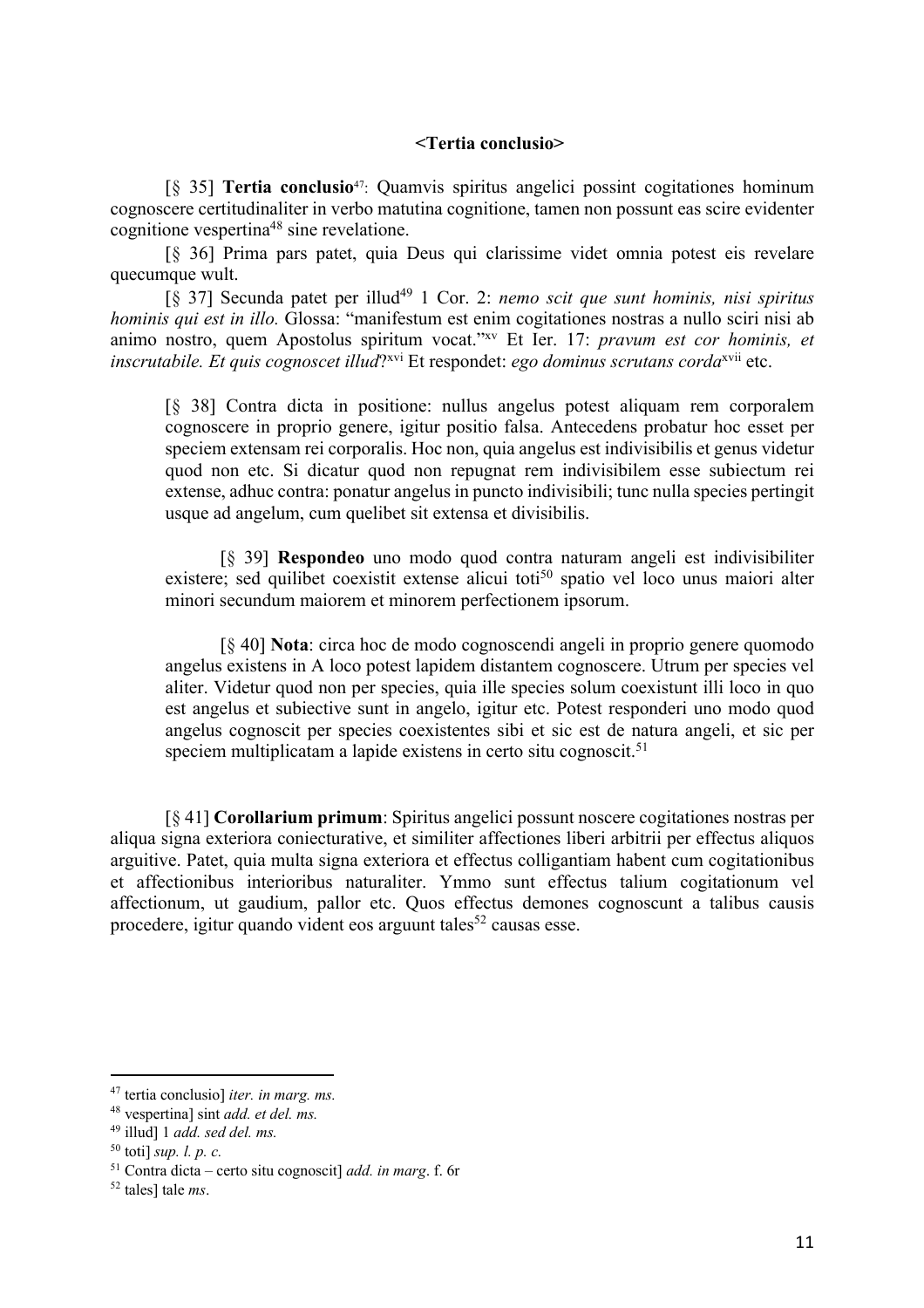**<Tertia conclusio>**

[§ 35] **Tertia conclusio**[47]: Quamvis spiritus angelici possint cogitationes hominum cognoscere certitudinaliter in verbo matutina cognitione, tamen non possunt eas scire evidenter cognitione vespertina[48] sine revelatione.

[§ 36] Prima pars patet, quia Deus qui clarissime videt omnia potest eis revelare quecumque wult.

[§ 37] Secunda patet per illud[49] 1 Cor. 2: *nemo scit que sunt hominis, nisi spiritus hominis qui est in illo.* Glossa: "manifestum est enim cogitationes nostras a nullo sciri nisi ab animo nostro, quem Apostolus spiritum vocat."[xv] Et Ier. 17: *pravum est cor hominis, et inscrutabile. Et quis cognoscet illud*?[xvi] Et respondet: *ego dominus scrutans corda*[xvii] etc.

> [§ 38] Contra dicta in positione: nullus angelus potest aliquam rem corporalem cognoscere in proprio genere, igitur positio falsa. Antecedens probatur hoc esset per speciem extensam rei corporalis. Hoc non, quia angelus est indivisibilis et genus videtur quod non etc. Si dicatur quod non repugnat rem indivisibilem esse subiectum rei extense, adhuc contra: ponatur angelus in puncto indivisibili; tunc nulla species pertingit usque ad angelum, cum quelibet sit extensa et divisibilis.
>
> [§ 39] **Respondeo** uno modo quod contra naturam angeli est indivisibiliter existere; sed quilibet coexistit extense alicui toti[50] spatio vel loco unus maiori alter minori secundum maiorem et minorem perfectionem ipsorum.
>
> [§ 40] **Nota**: circa hoc de modo cognoscendi angeli in proprio genere quomodo angelus existens in A loco potest lapidem distantem cognoscere. Utrum per species vel aliter. Videtur quod non per species, quia ille species solum coexistunt illi loco in quo est angelus et subiective sunt in angelo, igitur etc. Potest responderi uno modo quod angelus cognoscit per species coexistentes sibi et sic est de natura angeli, et sic per speciem multiplicatam a lapide existens in certo situ cognoscit.[51]

[§ 41] **Corollarium primum**: Spiritus angelici possunt noscere cogitationes nostras per aliqua signa exteriora coniecturative, et similiter affectiones liberi arbitrii per effectus aliquos arguitive. Patet, quia multa signa exteriora et effectus colligantiam habent cum cogitationibus et affectionibus interioribus naturaliter. Ymmo sunt effectus talium cogitationum vel affectionum, ut gaudium, pallor etc. Quos effectus demones cognoscunt a talibus causis procedere, igitur quando vident eos arguunt tales[52] causas esse.

---

[47] tertia conclusio] *iter. in marg. ms.*

[48] vespertina] sint *add. et del. ms.*

[49] illud] 1 *add. sed del. ms.*

[50] toti] *sup. l. p. c.*

[51] Contra dicta – certo situ cognoscit] *add. in marg*. f. 6r

[52] tales] tale *ms*.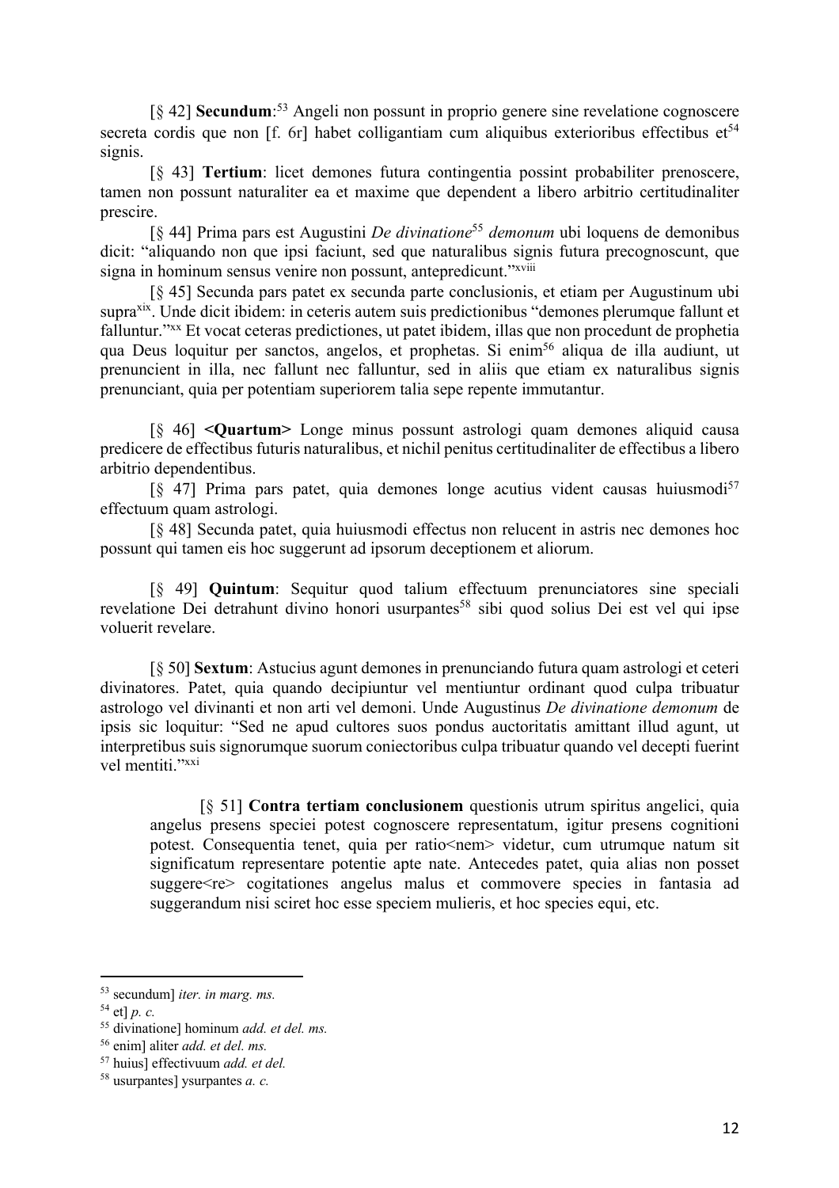[§ 42] **Secundum**:[53] Angeli non possunt in proprio genere sine revelatione cognoscere secreta cordis que non [f. 6r] habet colligantiam cum aliquibus exterioribus effectibus et[54] signis.

[§ 43] **Tertium**: licet demones futura contingentia possint probabiliter prenoscere, tamen non possunt naturaliter ea et maxime que dependent a libero arbitrio certitudinaliter prescire.

[§ 44] Prima pars est Augustini *De divinatione*[55] *demonum* ubi loquens de demonibus dicit: "aliquando non que ipsi faciunt, sed que naturalibus signis futura precognoscunt, que signa in hominum sensus venire non possunt, antepredicunt."[xviii]

[§ 45] Secunda pars patet ex secunda parte conclusionis, et etiam per Augustinum ubi supra[xix]. Unde dicit ibidem: in ceteris autem suis predictionibus "demones plerumque fallunt et falluntur."[xx] Et vocat ceteras predictiones, ut patet ibidem, illas que non procedunt de prophetia qua Deus loquitur per sanctos, angelos, et prophetas. Si enim[56] aliqua de illa audiunt, ut prenuncient in illa, nec fallunt nec falluntur, sed in aliis que etiam ex naturalibus signis prenunciant, quia per potentiam superiorem talia sepe repente immutantur.

[§ 46] **<Quartum>** Longe minus possunt astrologi quam demones aliquid causa predicere de effectibus futuris naturalibus, et nichil penitus certitudinaliter de effectibus a libero arbitrio dependentibus.

[§ 47] Prima pars patet, quia demones longe acutius vident causas huiusmodi[57] effectuum quam astrologi.

[§ 48] Secunda patet, quia huiusmodi effectus non relucent in astris nec demones hoc possunt qui tamen eis hoc suggerunt ad ipsorum deceptionem et aliorum.

[§ 49] **Quintum**: Sequitur quod talium effectuum prenunciatores sine speciali revelatione Dei detrahunt divino honori usurpantes[58] sibi quod solius Dei est vel qui ipse voluerit revelare.

[§ 50] **Sextum**: Astucius agunt demones in prenunciando futura quam astrologi et ceteri divinatores. Patet, quia quando decipiuntur vel mentiuntur ordinant quod culpa tribuatur astrologo vel divinanti et non arti vel demoni. Unde Augustinus *De divinatione demonum* de ipsis sic loquitur: "Sed ne apud cultores suos pondus auctoritatis amittant illud agunt, ut interpretibus suis signorumque suorum coniectoribus culpa tribuatur quando vel decepti fuerint vel mentiti."[xxi]

> [§ 51] **Contra tertiam conclusionem** questionis utrum spiritus angelici, quia angelus presens speciei potest cognoscere representatum, igitur presens cognitioni potest. Consequentia tenet, quia per ratio<nem> videtur, cum utrumque natum sit significatum representare potentie apte nate. Antecedes patet, quia alias non posset suggere<re> cogitationes angelus malus et commovere species in fantasia ad suggerandum nisi sciret hoc esse speciem mulieris, et hoc species equi, etc.

---

[53] secundum] *iter. in marg. ms.*

[54] et] *p. c.*

[55] divinatione] hominum *add. et del. ms.*

[56] enim] aliter *add. et del. ms.*

[57] huius] effectivuum *add. et del.*

[58] usurpantes] ysurpantes *a. c.*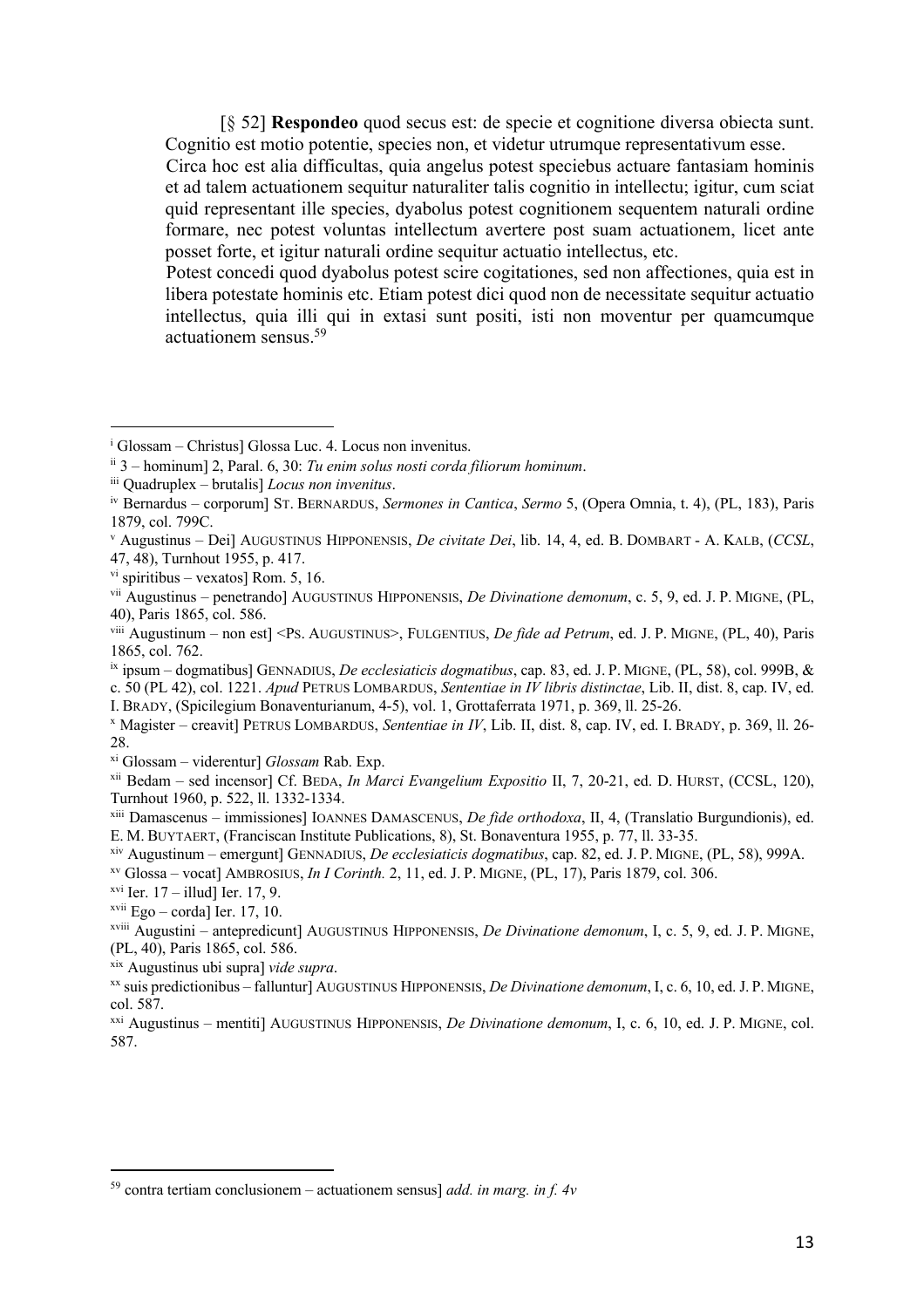[§ 52] **Respondeo** quod secus est: de specie et cognitione diversa obiecta sunt. Cognitio est motio potentie, species non, et videtur utrumque representativum esse.

Circa hoc est alia difficultas, quia angelus potest speciebus actuare fantasiam hominis et ad talem actuationem sequitur naturaliter talis cognitio in intellectu; igitur, cum sciat quid representant ille species, dyabolus potest cognitionem sequentem naturali ordine formare, nec potest voluntas intellectum avertere post suam actuationem, licet ante posset forte, et igitur naturali ordine sequitur actuatio intellectus, etc.

Potest concedi quod dyabolus potest scire cogitationes, sed non affectiones, quia est in libera potestate hominis etc. Etiam potest dici quod non de necessitate sequitur actuatio intellectus, quia illi qui in extasi sunt positi, isti non moventur per quamcumque actuationem sensus.[59]

---

[i] Glossam – Christus] Glossa Luc. 4. Locus non invenitus.

[ii] 3 – hominum] 2, Paral. 6, 30: *Tu enim solus nosti corda filiorum hominum*.

[iii] Quadruplex – brutalis] *Locus non invenitus*.

[iv] Bernardus – corporum] ST. BERNARDUS, *Sermones in Cantica*, *Sermo* 5, (Opera Omnia, t. 4), (PL, 183), Paris 1879, col. 799C.

[v] Augustinus – Dei] AUGUSTINUS HIPPONENSIS, *De civitate Dei*, lib. 14, 4, ed. B. DOMBART - A. KALB, (*CCSL*, 47, 48), Turnhout 1955, p. 417.

[vi] spiritibus – vexatos] Rom. 5, 16.

[vii] Augustinus – penetrando] AUGUSTINUS HIPPONENSIS, *De Divinatione demonum*, c. 5, 9, ed. J. P. MIGNE, (PL, 40), Paris 1865, col. 586.

[viii] Augustinum – non est] <PS. AUGUSTINUS>, FULGENTIUS, *De fide ad Petrum*, ed. J. P. MIGNE, (PL, 40), Paris 1865, col. 762.

[ix] ipsum – dogmatibus] GENNADIUS, *De ecclesiaticis dogmatibus*, cap. 83, ed. J. P. MIGNE, (PL, 58), col. 999B, & c. 50 (PL 42), col. 1221. *Apud* PETRUS LOMBARDUS, *Sententiae in IV libris distinctae*, Lib. II, dist. 8, cap. IV, ed. I. BRADY, (Spicilegium Bonaventurianum, 4-5), vol. 1, Grottaferrata 1971, p. 369, ll. 25-26.

[x] Magister – creavit] PETRUS LOMBARDUS, *Sententiae in IV*, Lib. II, dist. 8, cap. IV, ed. I. BRADY, p. 369, ll. 26-28.

[xi] Glossam – viderentur] *Glossam* Rab. Exp.

[xii] Bedam – sed incensor] Cf. BEDA, *In Marci Evangelium Expositio* II, 7, 20-21, ed. D. HURST, (CCSL, 120), Turnhout 1960, p. 522, ll. 1332-1334.

[xiii] Damascenus – immissiones] IOANNES DAMASCENUS, *De fide orthodoxa*, II, 4, (Translatio Burgundionis), ed. E. M. BUYTAERT, (Franciscan Institute Publications, 8), St. Bonaventura 1955, p. 77, ll. 33-35.

[xiv] Augustinum – emergunt] GENNADIUS, *De ecclesiaticis dogmatibus*, cap. 82, ed. J. P. MIGNE, (PL, 58), 999A.

[xv] Glossa – vocat] AMBROSIUS, *In I Corinth.* 2, 11, ed. J. P. MIGNE, (PL, 17), Paris 1879, col. 306.

[xvi] Ier. 17 – illud] Ier. 17, 9.

[xvii] Ego – corda] Ier. 17, 10.

[xviii] Augustini – antepredicunt] AUGUSTINUS HIPPONENSIS, *De Divinatione demonum*, I, c. 5, 9, ed. J. P. MIGNE, (PL, 40), Paris 1865, col. 586.

[xix] Augustinus ubi supra] *vide supra*.

[xx] suis predictionibus – falluntur] AUGUSTINUS HIPPONENSIS, *De Divinatione demonum*, I, c. 6, 10, ed. J. P. MIGNE, col. 587.

[xxi] Augustinus – mentiti] AUGUSTINUS HIPPONENSIS, *De Divinatione demonum*, I, c. 6, 10, ed. J. P. MIGNE, col. 587.

---

[59] contra tertiam conclusionem – actuationem sensus] *add. in marg. in f. 4v*